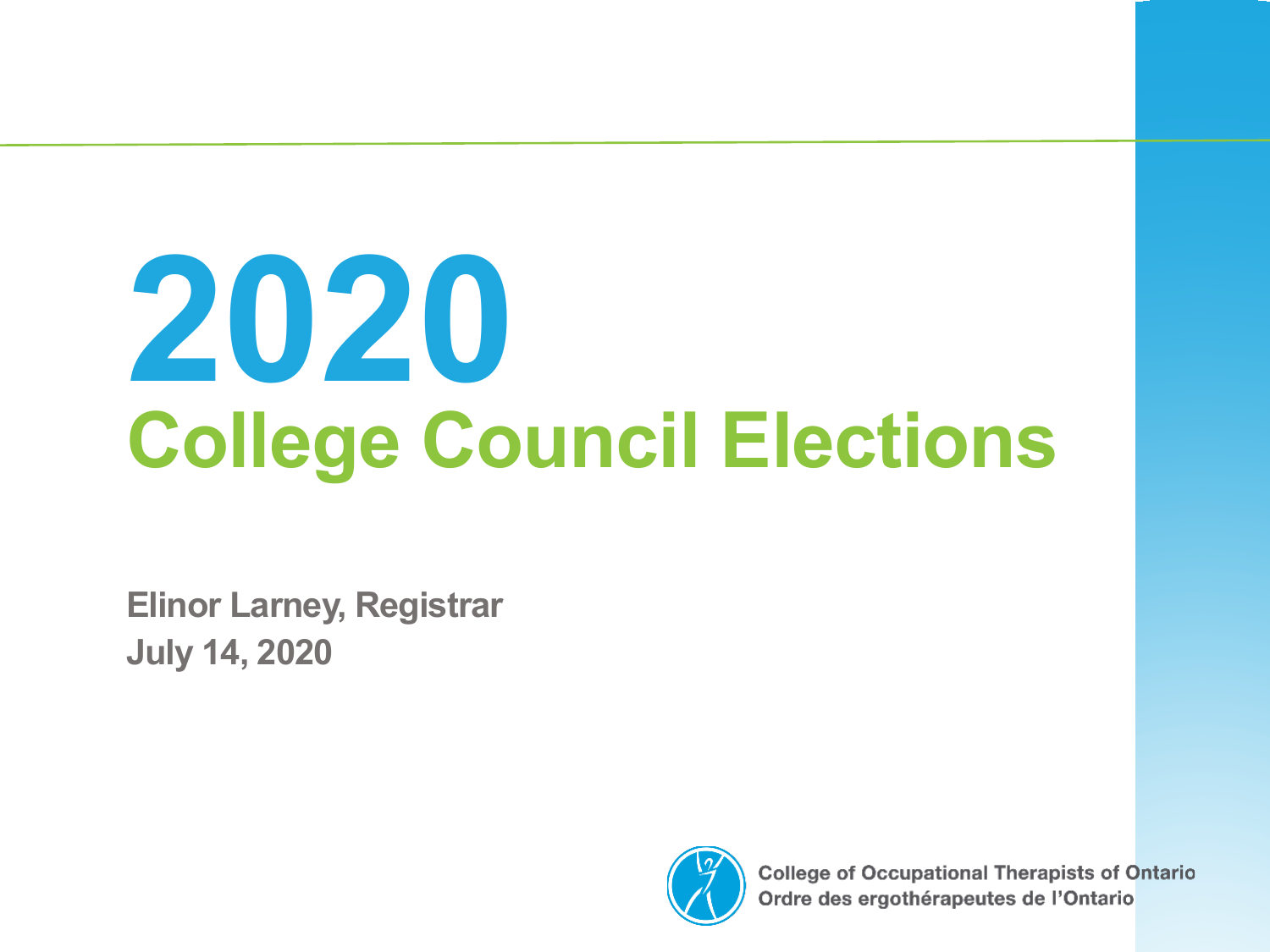# 2020
# College Council Elections

**Elinor Larney, Registrar**
**July 14, 2020**

College of Occupational Therapists of Ontario
Ordre des ergothérapeutes de l'Ontario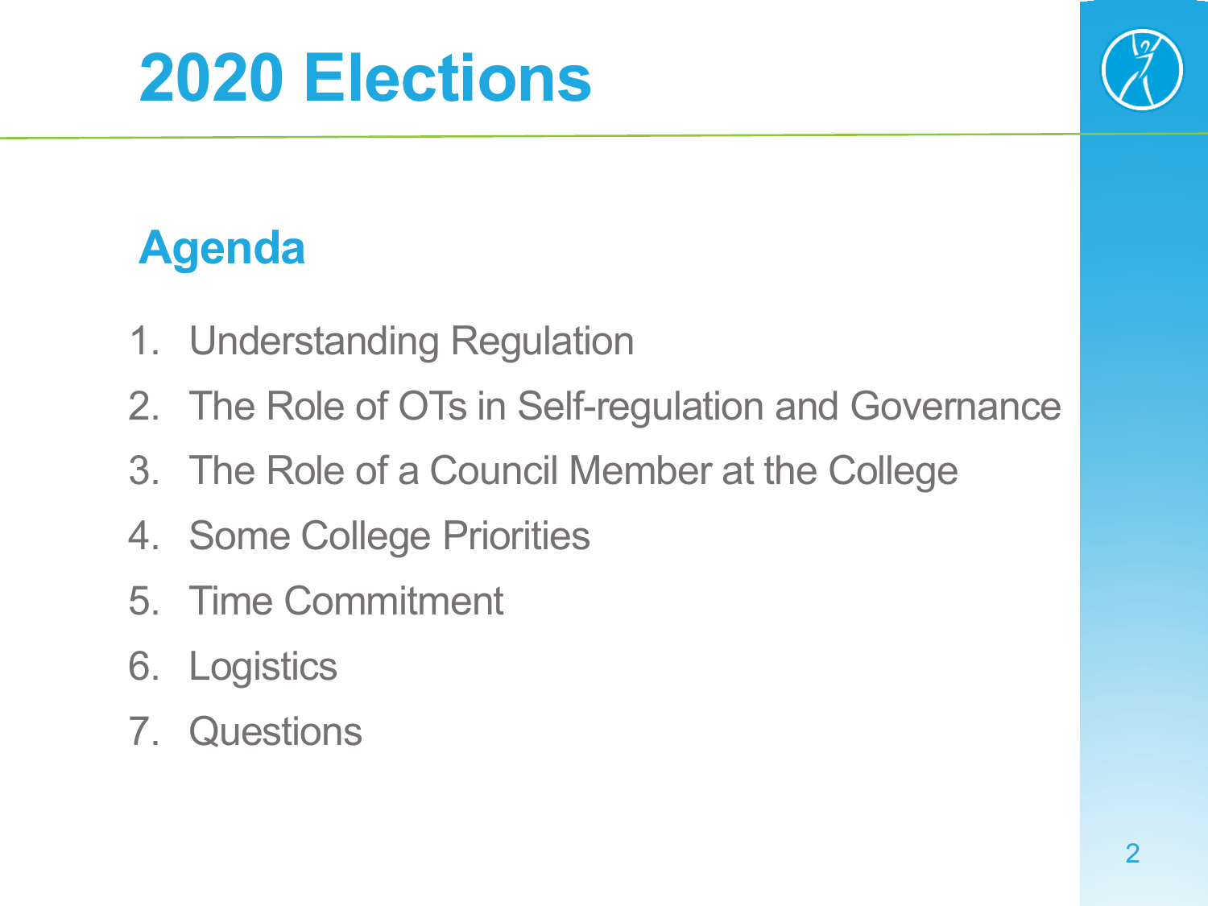# 2020 Elections

## Agenda

1. Understanding Regulation
2. The Role of OTs in Self-regulation and Governance
3. The Role of a Council Member at the College
4. Some College Priorities
5. Time Commitment
6. Logistics
7. Questions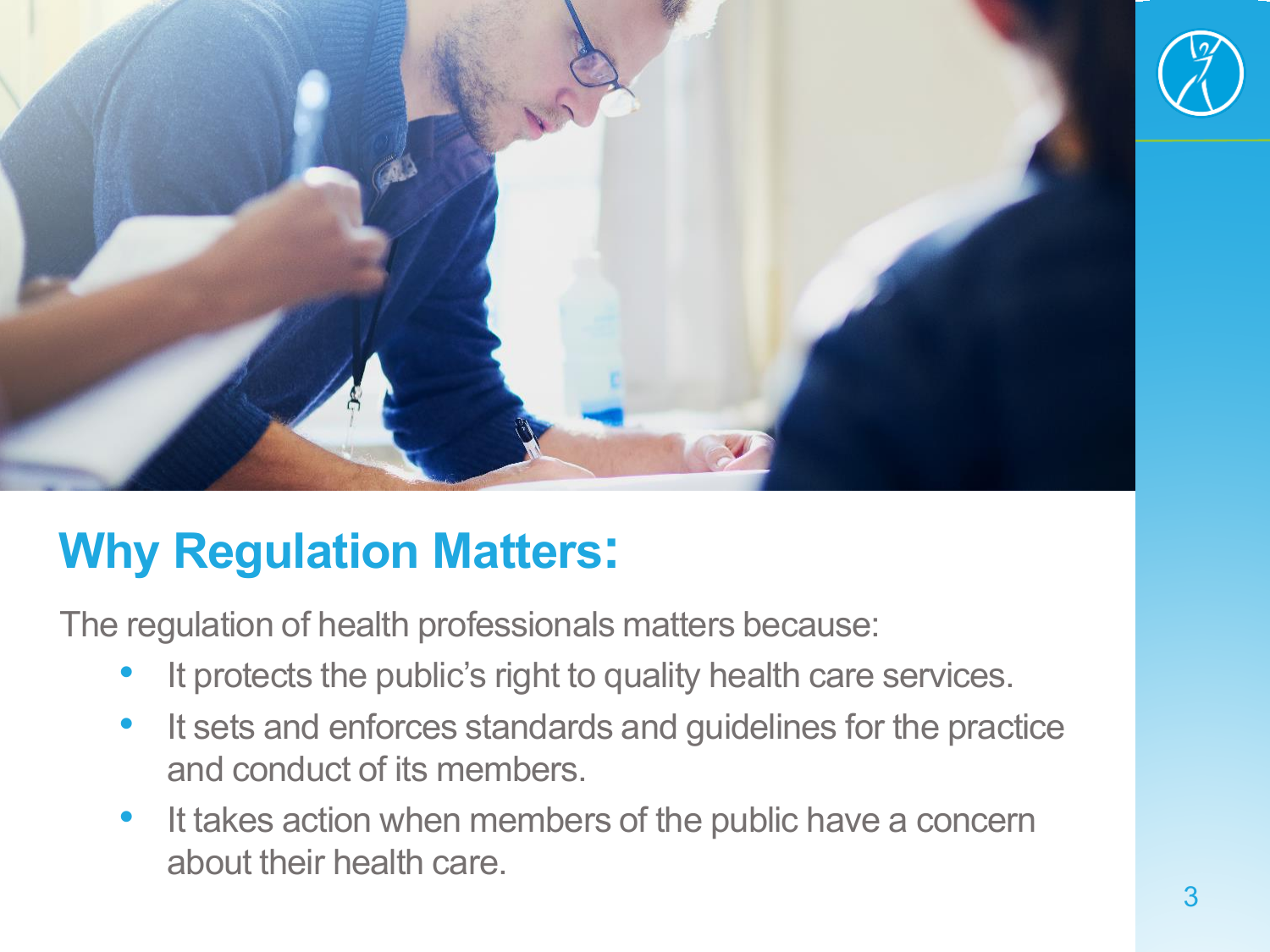## Why Regulation Matters:

The regulation of health professionals matters because:

- It protects the public's right to quality health care services.
- It sets and enforces standards and guidelines for the practice and conduct of its members.
- It takes action when members of the public have a concern about their health care.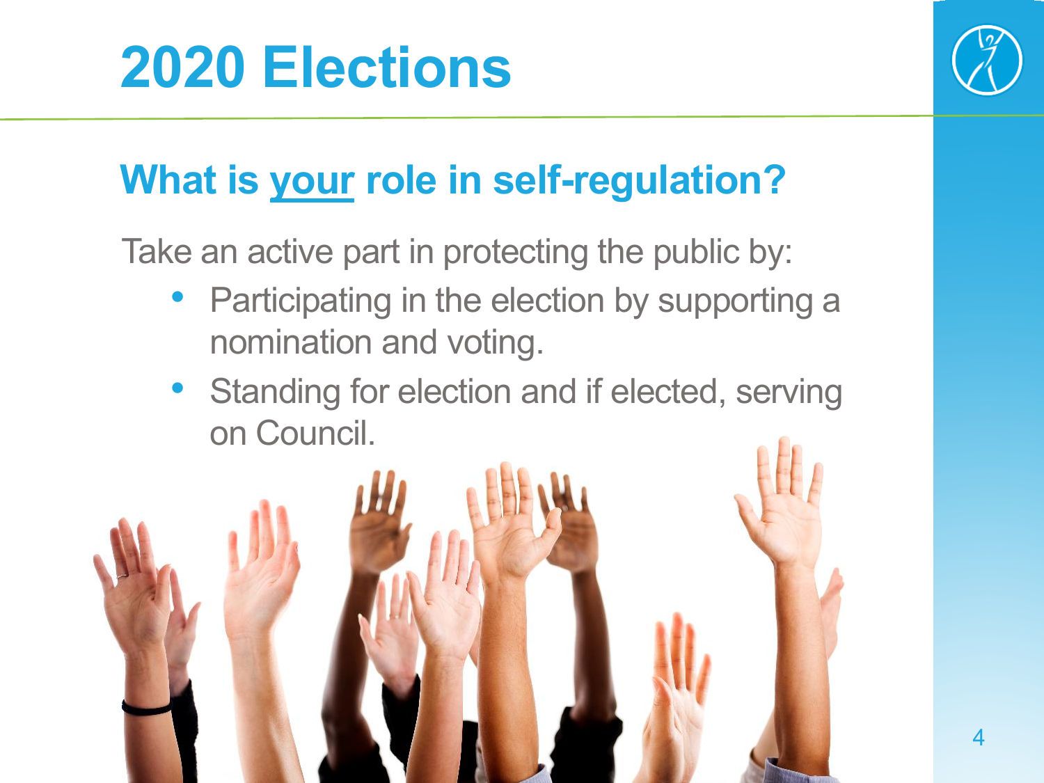# 2020 Elections

## What is your role in self-regulation?

Take an active part in protecting the public by:

- Participating in the election by supporting a nomination and voting.
- Standing for election and if elected, serving on Council.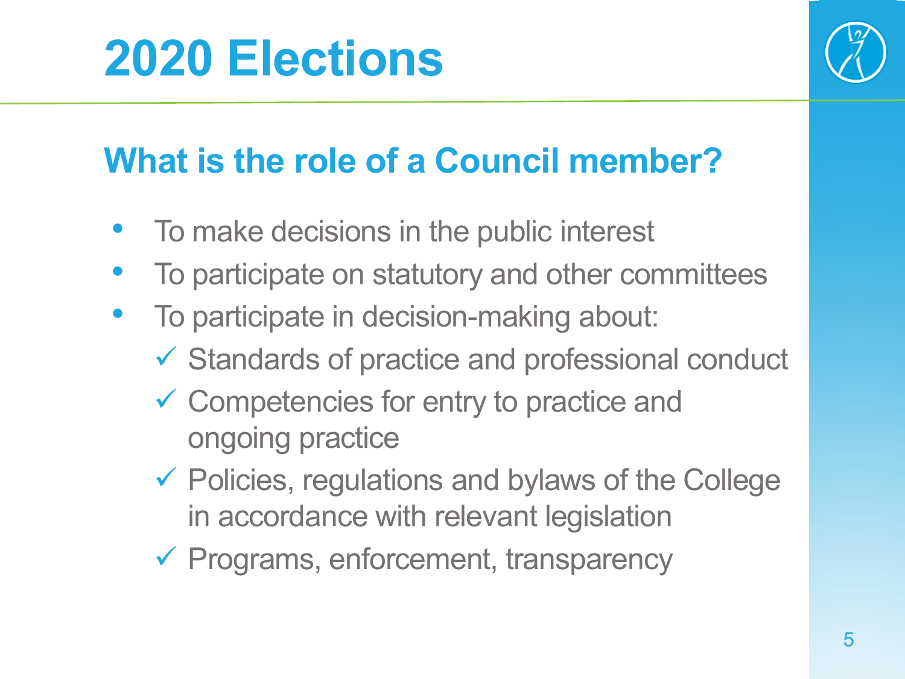# 2020 Elections

## What is the role of a Council member?

- To make decisions in the public interest
- To participate on statutory and other committees
- To participate in decision-making about:
  - ✓ Standards of practice and professional conduct
  - ✓ Competencies for entry to practice and ongoing practice
  - ✓ Policies, regulations and bylaws of the College in accordance with relevant legislation
  - ✓ Programs, enforcement, transparency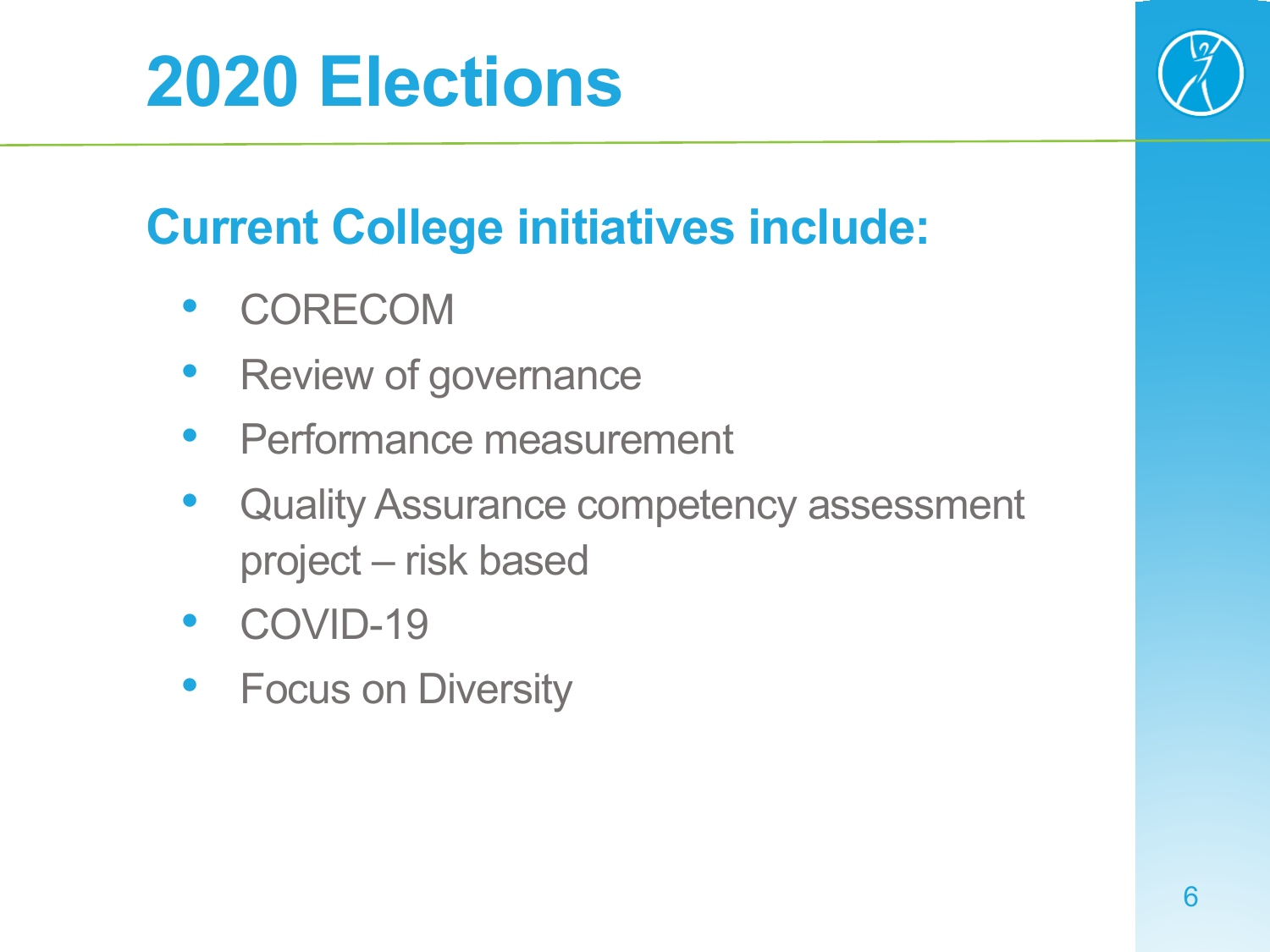# 2020 Elections

## Current College initiatives include:

- CORECOM
- Review of governance
- Performance measurement
- Quality Assurance competency assessment project – risk based
- COVID-19
- Focus on Diversity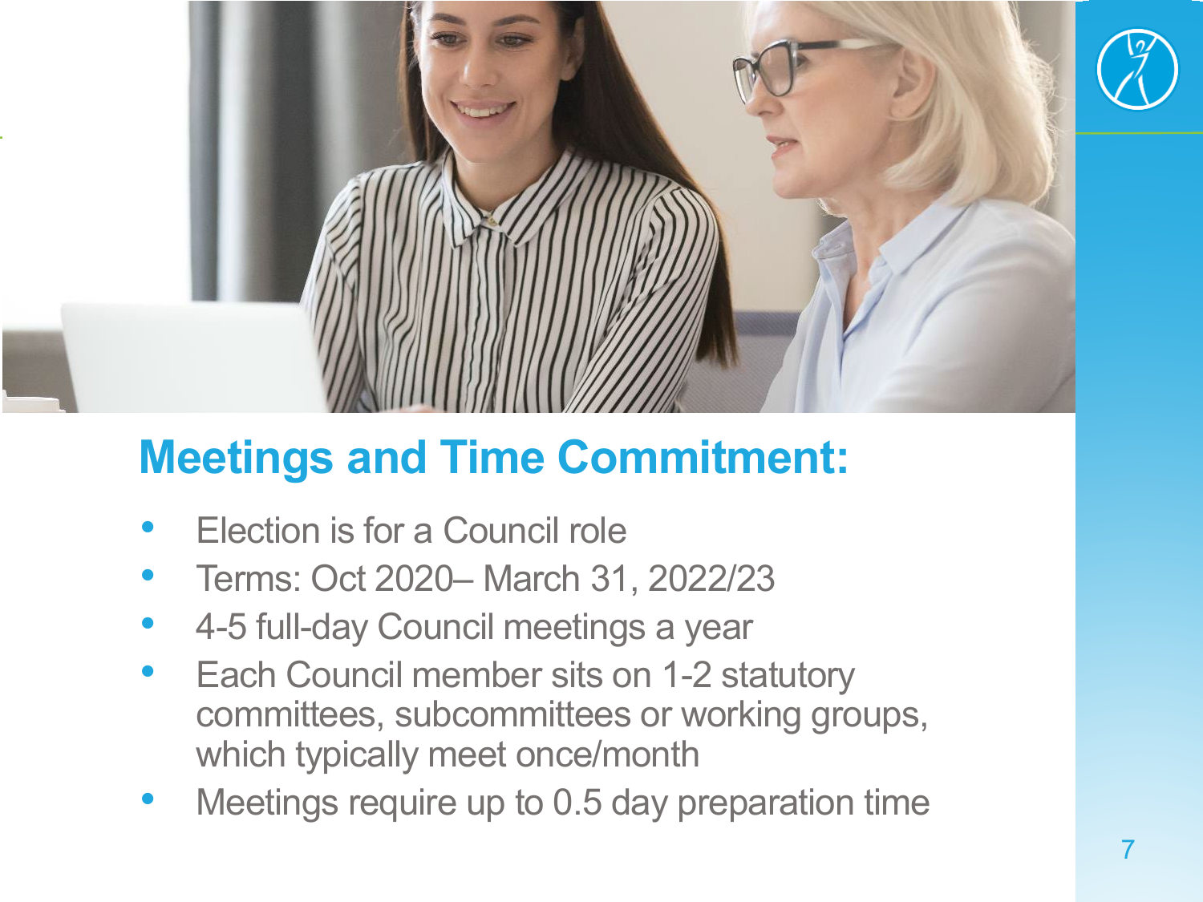## Meetings and Time Commitment:

- Election is for a Council role
- Terms: Oct 2020– March 31, 2022/23
- 4-5 full-day Council meetings a year
- Each Council member sits on 1-2 statutory committees, subcommittees or working groups, which typically meet once/month
- Meetings require up to 0.5 day preparation time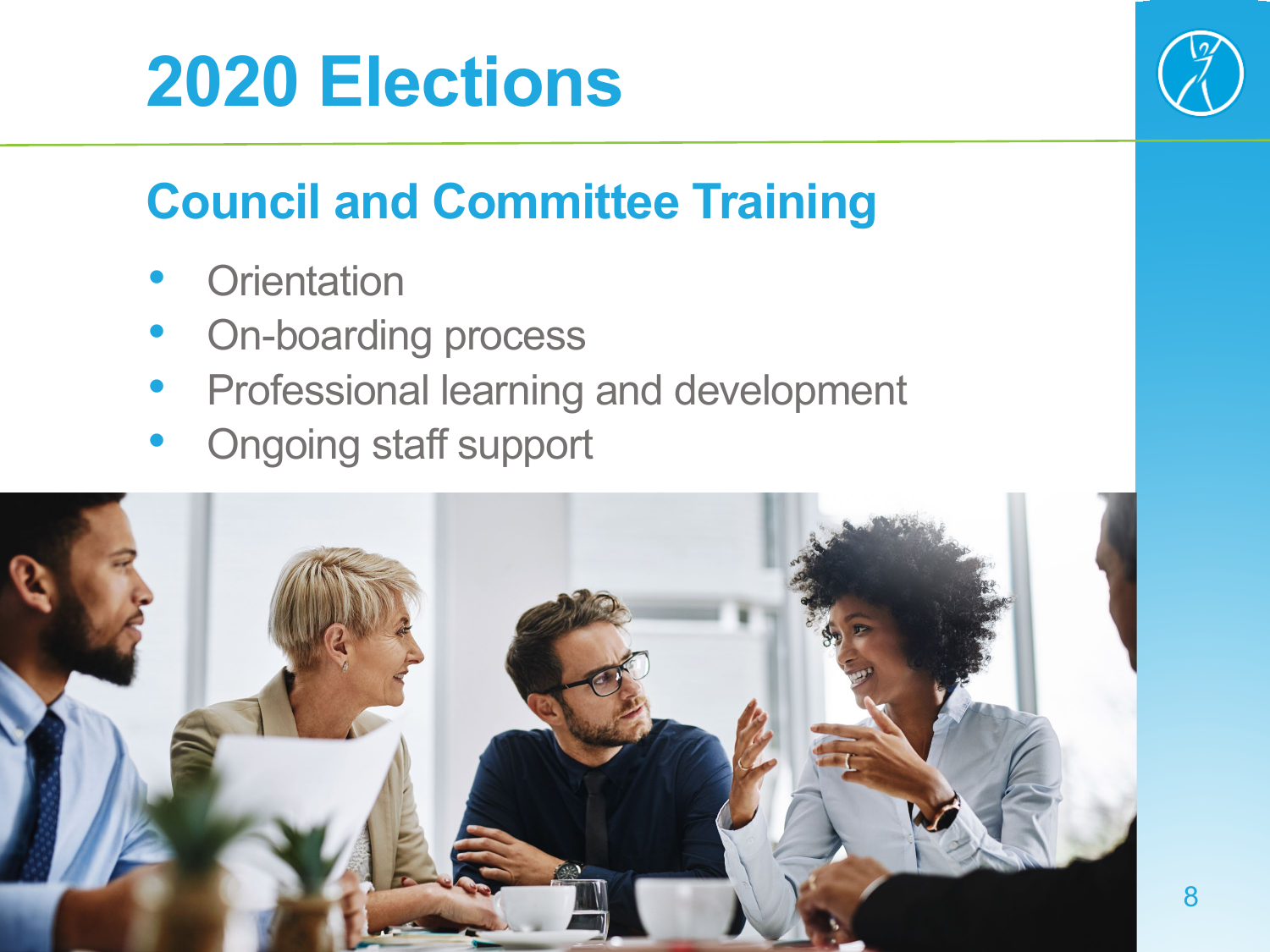# 2020 Elections

## Council and Committee Training

- Orientation
- On-boarding process
- Professional learning and development
- Ongoing staff support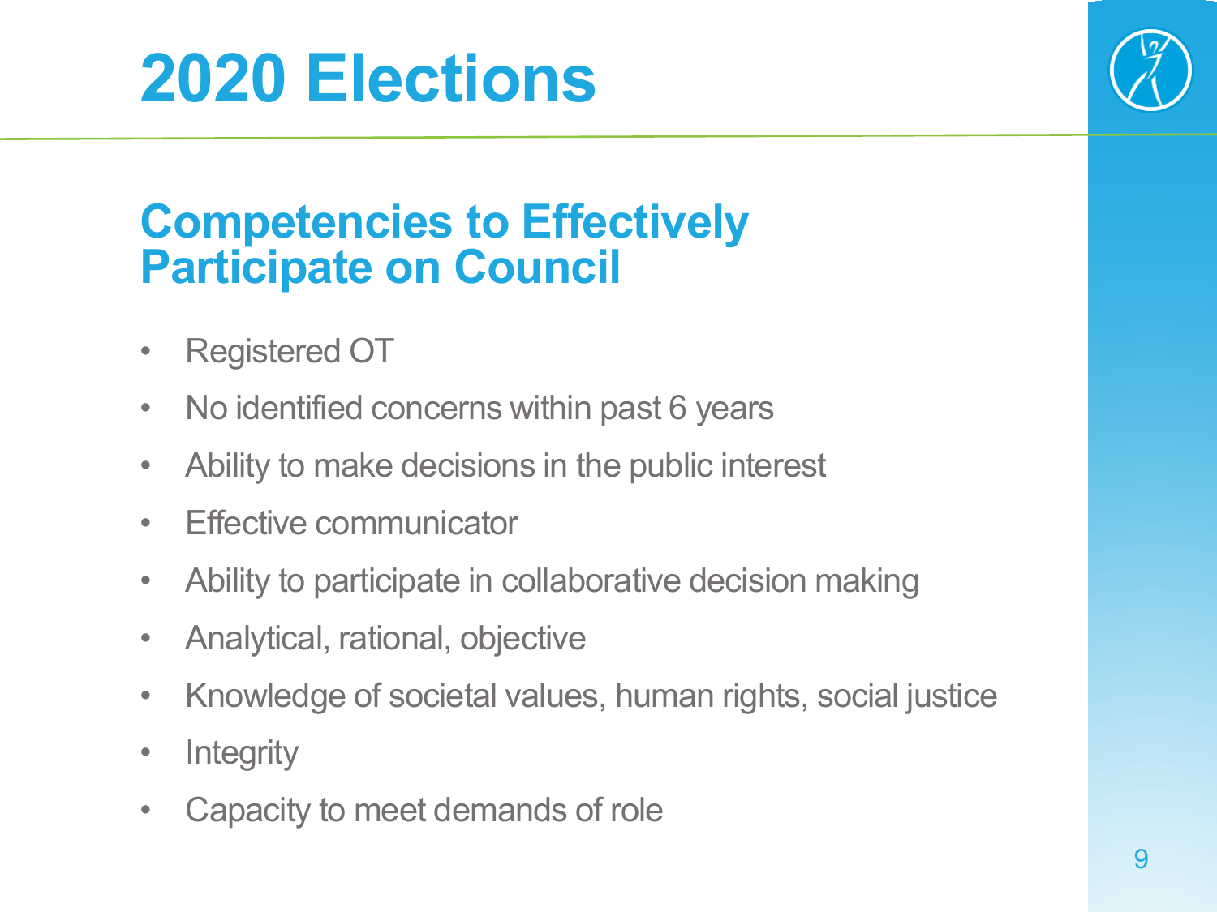# 2020 Elections

## Competencies to Effectively Participate on Council

- Registered OT
- No identified concerns within past 6 years
- Ability to make decisions in the public interest
- Effective communicator
- Ability to participate in collaborative decision making
- Analytical, rational, objective
- Knowledge of societal values, human rights, social justice
- Integrity
- Capacity to meet demands of role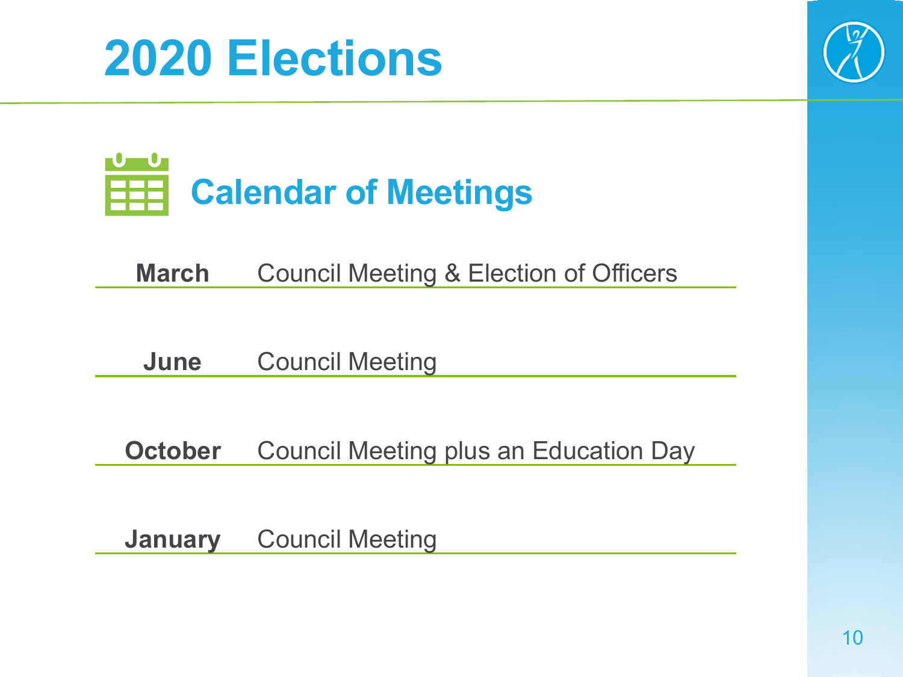# 2020 Elections

## Calendar of Meetings

| | |
|---|---|
| **March** | Council Meeting & Election of Officers |
| **June** | Council Meeting |
| **October** | Council Meeting plus an Education Day |
| **January** | Council Meeting |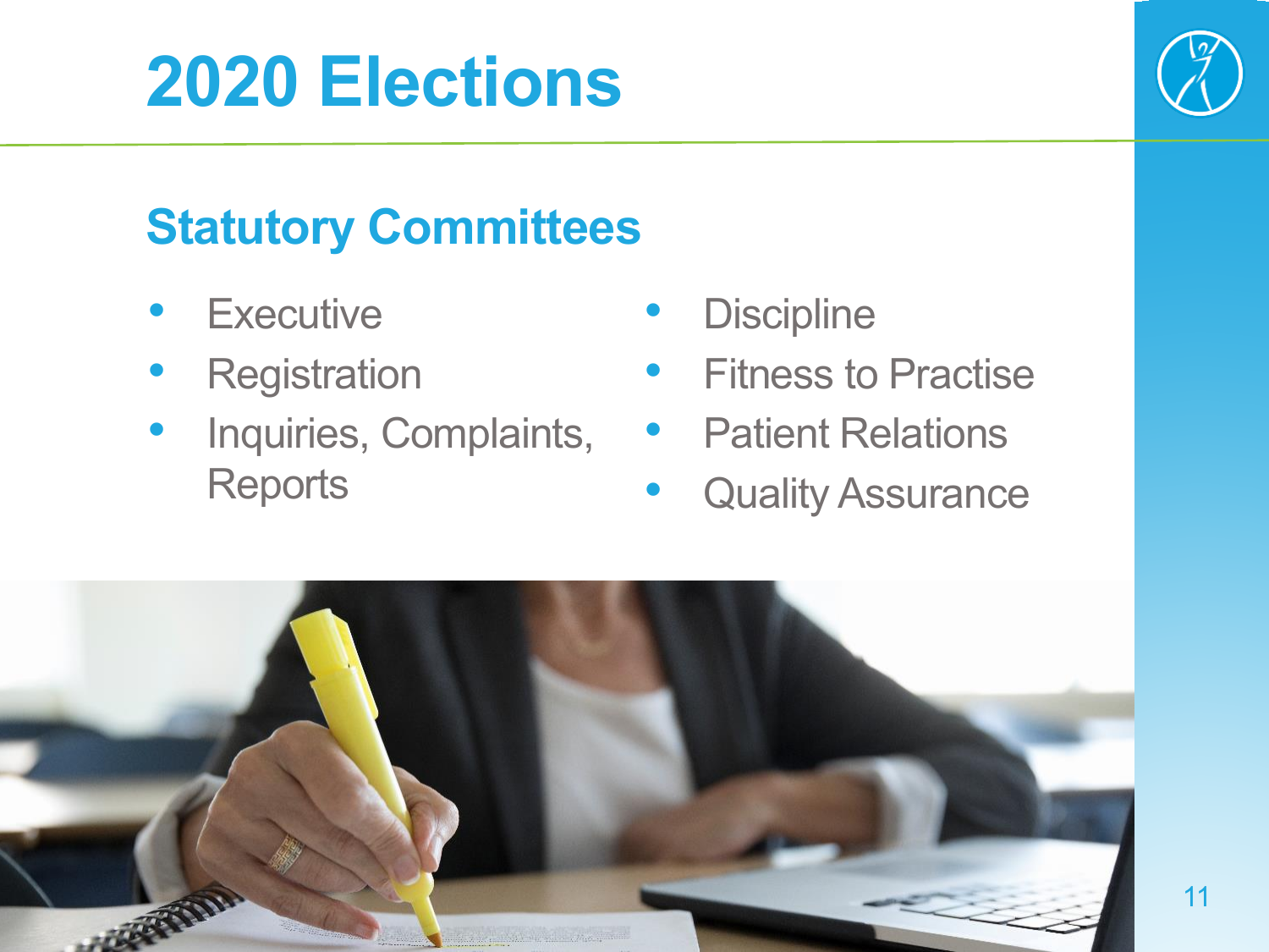# 2020 Elections

## Statutory Committees

- Executive
- Registration
- Inquiries, Complaints, Reports
- Discipline
- Fitness to Practise
- Patient Relations
- Quality Assurance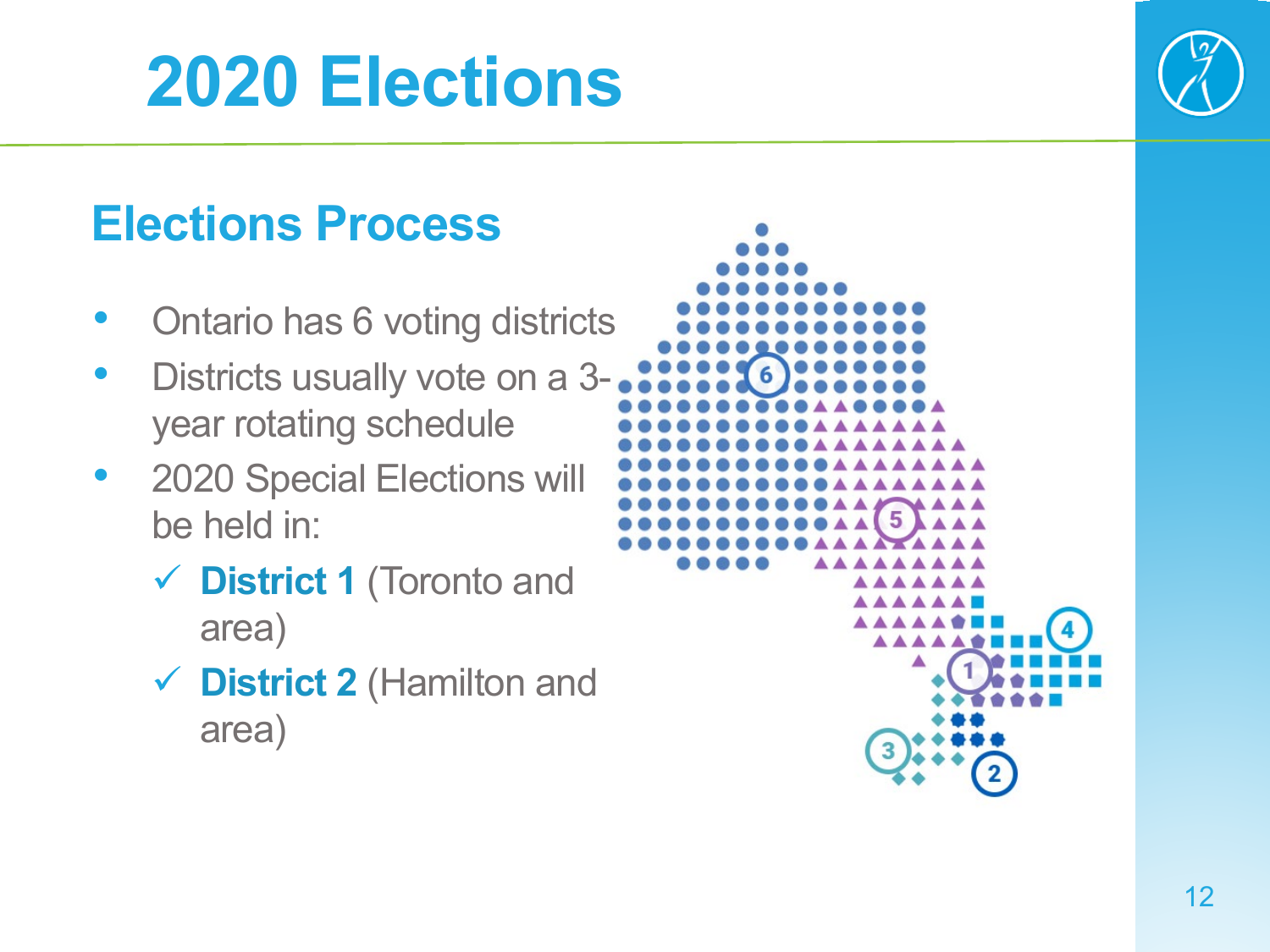# 2020 Elections

## Elections Process

- Ontario has 6 voting districts
- Districts usually vote on a 3-year rotating schedule
- 2020 Special Elections will be held in:
  - ✓ **District 1** (Toronto and area)
  - ✓ **District 2** (Hamilton and area)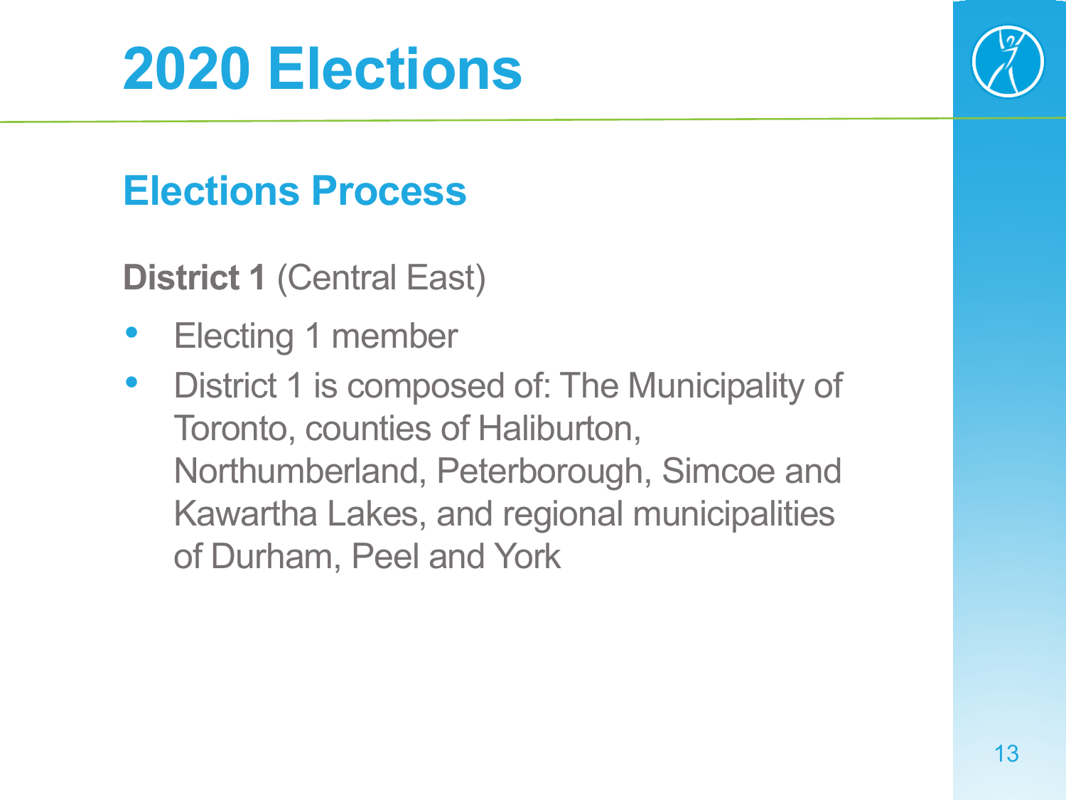# 2020 Elections

## Elections Process

**District 1** (Central East)

- Electing 1 member
- District 1 is composed of: The Municipality of Toronto, counties of Haliburton, Northumberland, Peterborough, Simcoe and Kawartha Lakes, and regional municipalities of Durham, Peel and York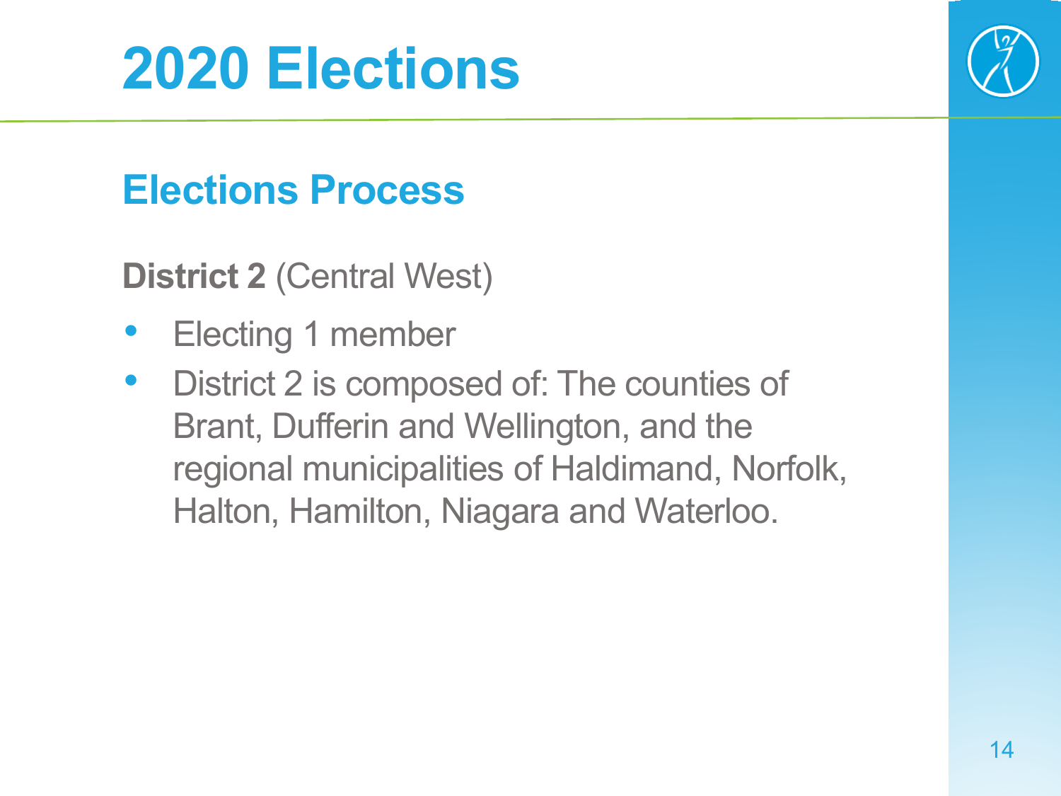# 2020 Elections

## Elections Process

**District 2** (Central West)

- Electing 1 member
- District 2 is composed of: The counties of Brant, Dufferin and Wellington, and the regional municipalities of Haldimand, Norfolk, Halton, Hamilton, Niagara and Waterloo.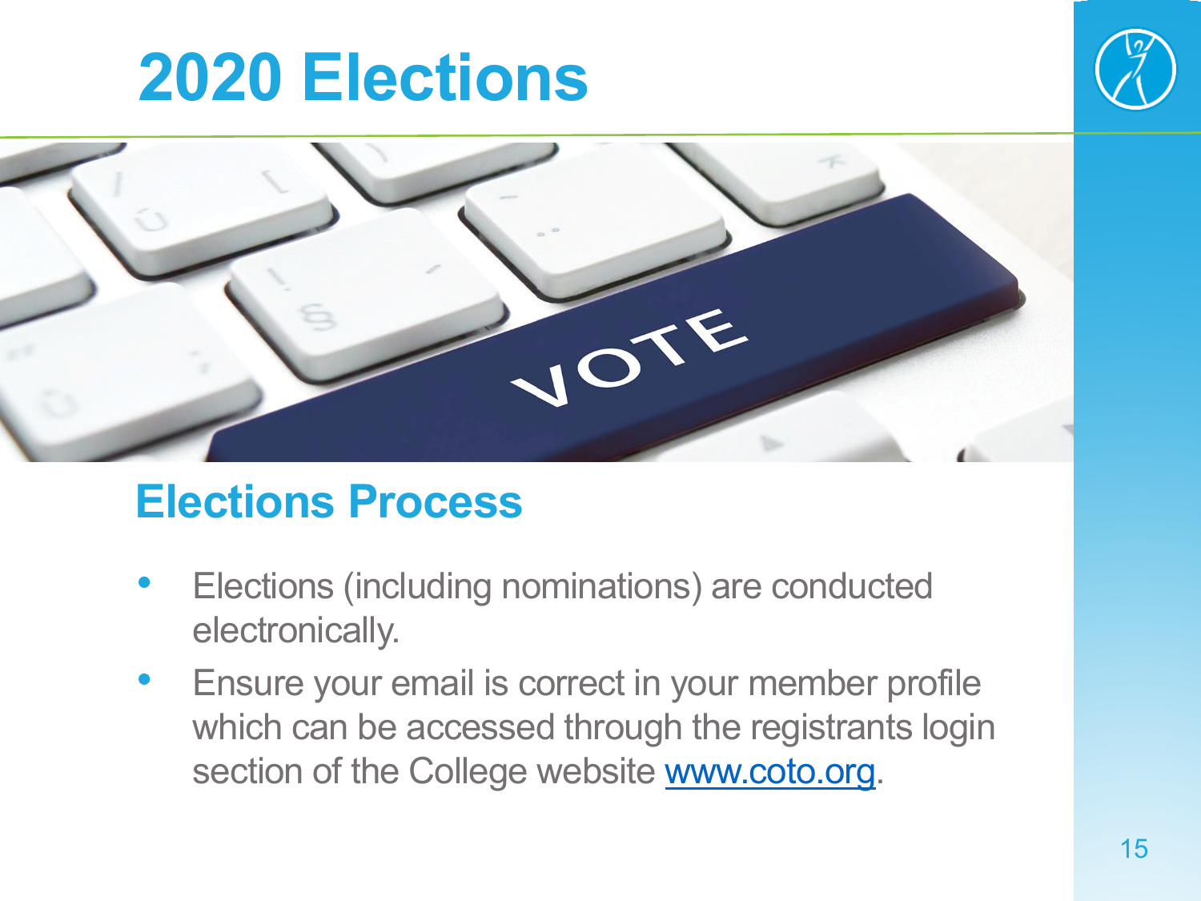# 2020 Elections

## Elections Process

- Elections (including nominations) are conducted electronically.
- Ensure your email is correct in your member profile which can be accessed through the registrants login section of the College website www.coto.org.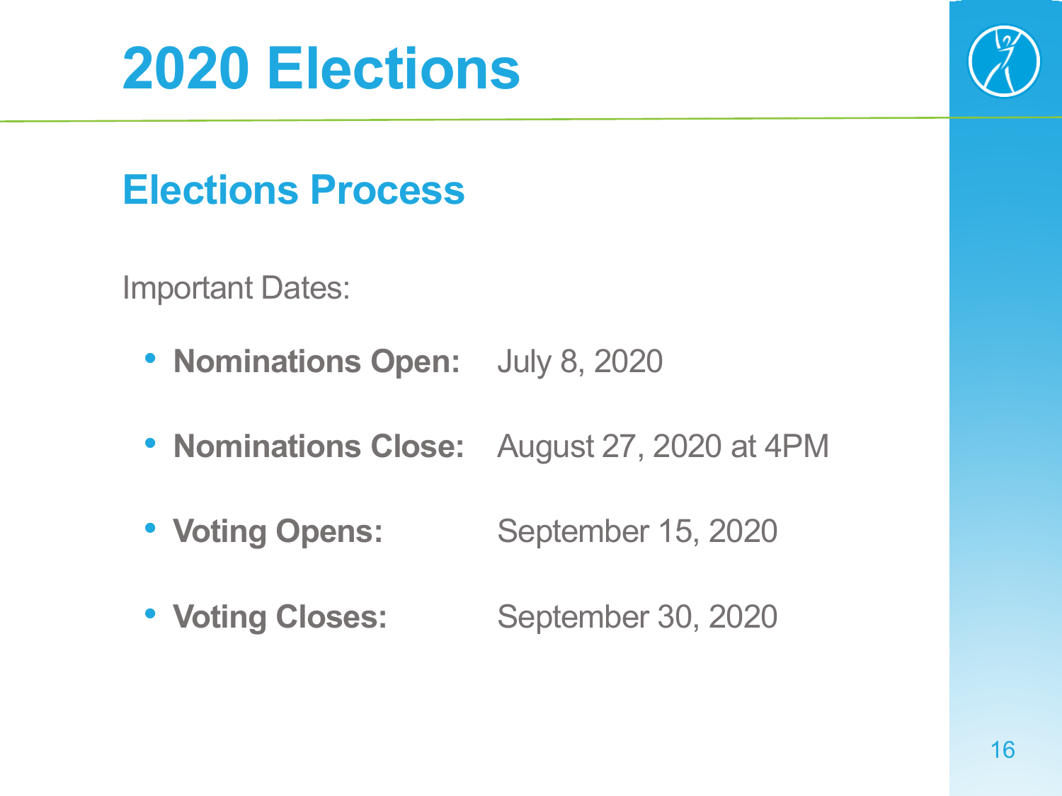# 2020 Elections

## Elections Process

Important Dates:

- **Nominations Open:** July 8, 2020
- **Nominations Close:** August 27, 2020 at 4PM
- **Voting Opens:** September 15, 2020
- **Voting Closes:** September 30, 2020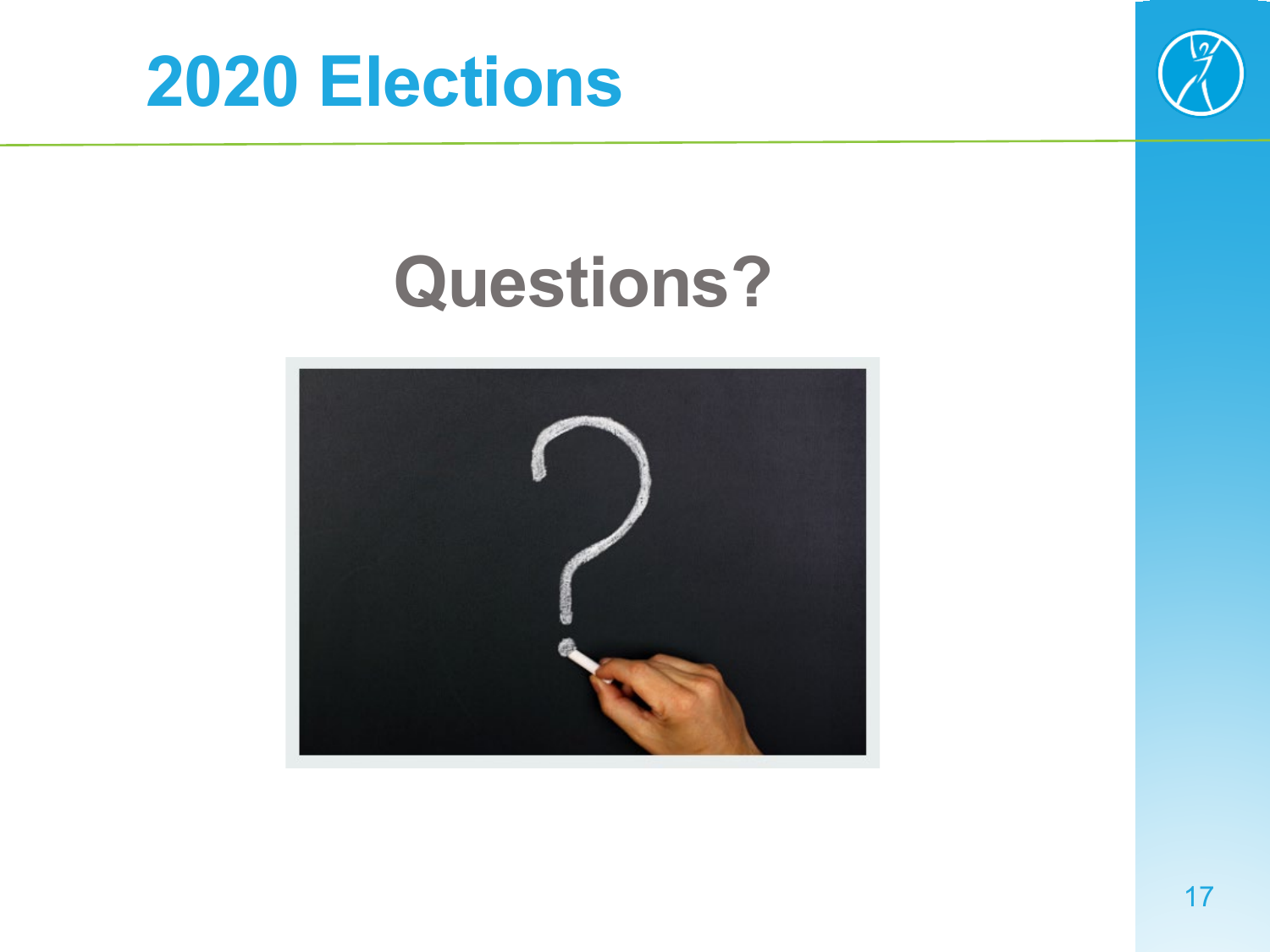# 2020 Elections

## Questions?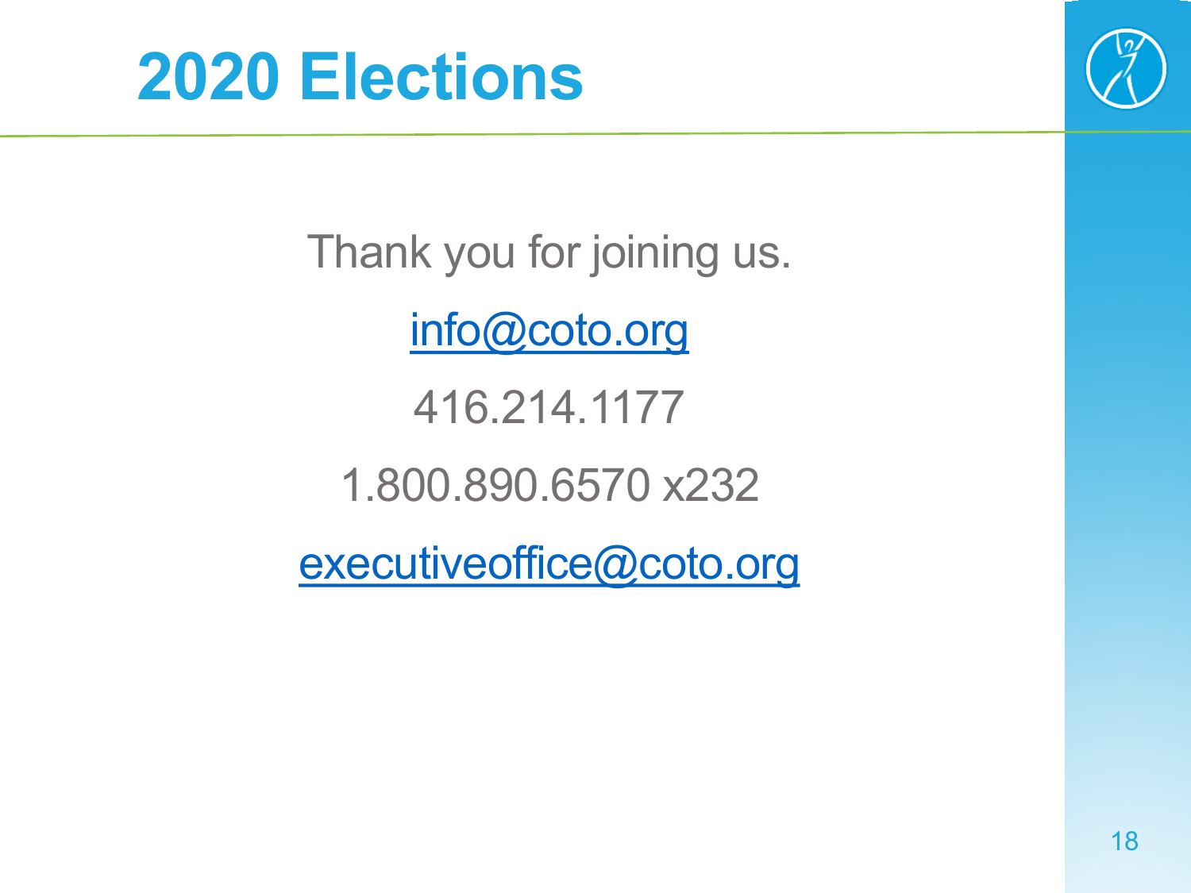# 2020 Elections

Thank you for joining us.

info@coto.org

416.214.1177

1.800.890.6570 x232

executiveoffice@coto.org